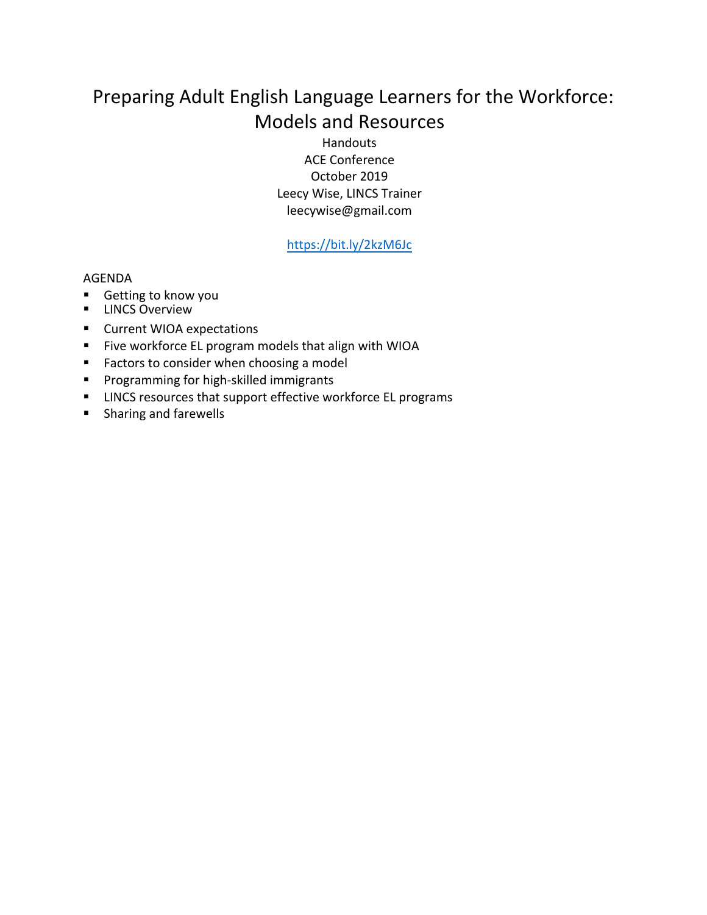# Preparing Adult English Language Learners for the Workforce: Models and Resources

Handouts
ACE Conference
October 2019
Leecy Wise, LINCS Trainer
leecywise@gmail.com

https://bit.ly/2kzM6Jc

AGENDA

- Getting to know you
- LINCS Overview
- Current WIOA expectations
- Five workforce EL program models that align with WIOA
- Factors to consider when choosing a model
- Programming for high-skilled immigrants
- LINCS resources that support effective workforce EL programs
- Sharing and farewells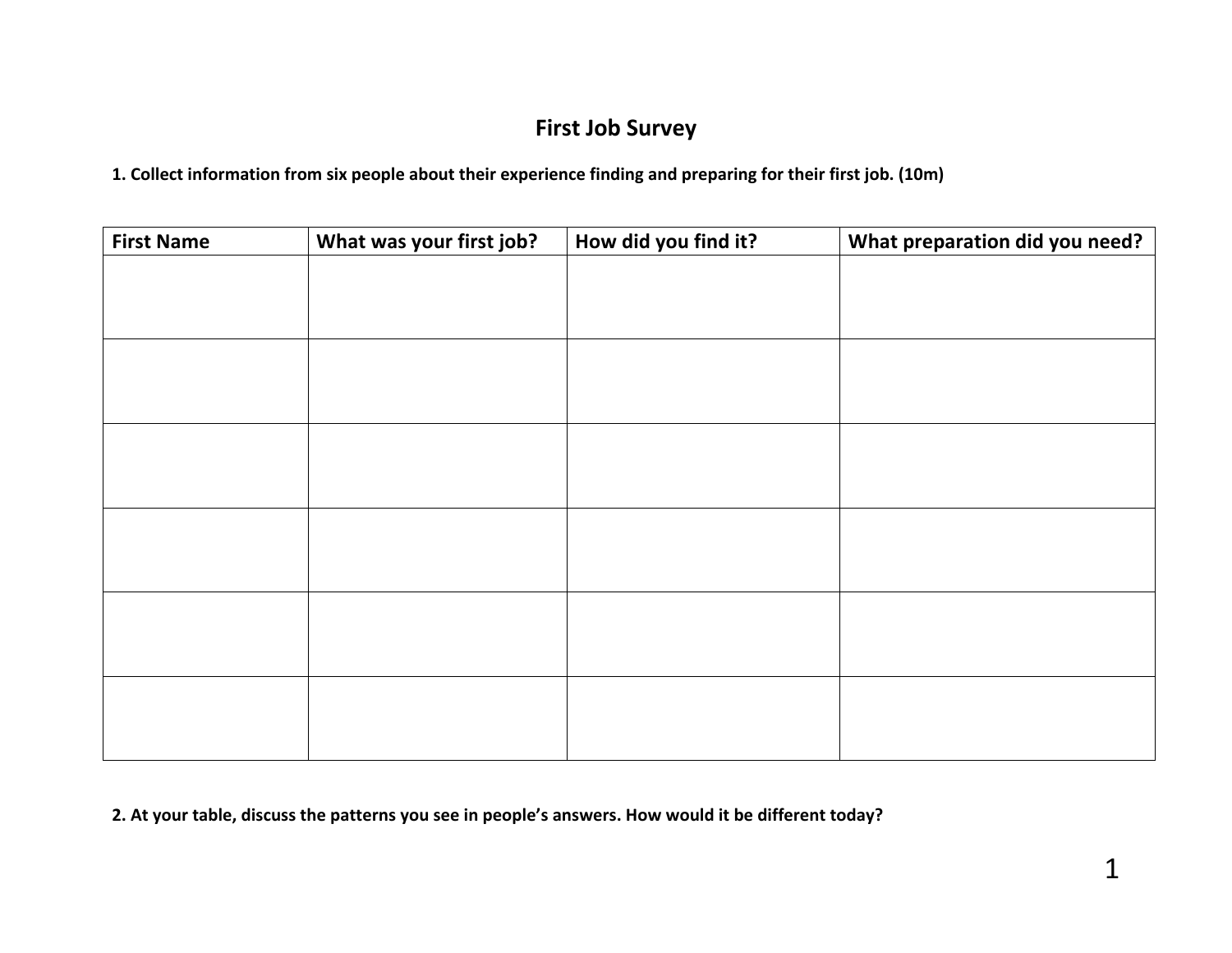# First Job Survey

**1. Collect information from six people about their experience finding and preparing for their first job. (10m)**

| First Name | What was your first job? | How did you find it? | What preparation did you need? |
|---|---|---|---|
| | | | |
| | | | |
| | | | |
| | | | |
| | | | |
| | | | |

**2. At your table, discuss the patterns you see in people's answers. How would it be different today?**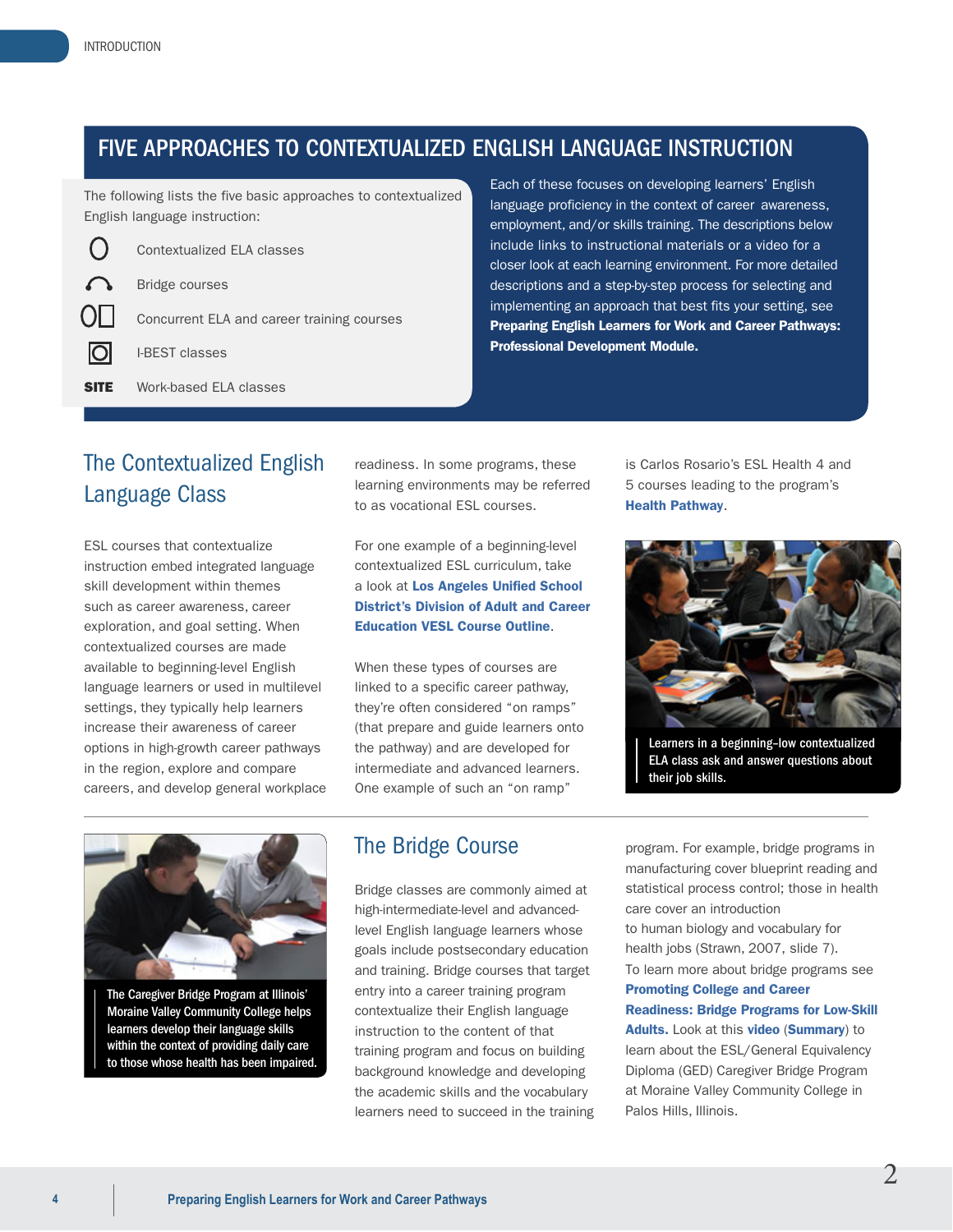## FIVE APPROACHES TO CONTEXTUALIZED ENGLISH LANGUAGE INSTRUCTION

The following lists the five basic approaches to contextualized English language instruction:

- Contextualized ELA classes
- Bridge courses
- Concurrent ELA and career training courses
- I-BEST classes
- SITE Work-based ELA classes

Each of these focuses on developing learners' English language proficiency in the context of career awareness, employment, and/or skills training. The descriptions below include links to instructional materials or a video for a closer look at each learning environment. For more detailed descriptions and a step-by-step process for selecting and implementing an approach that best fits your setting, see **Preparing English Learners for Work and Career Pathways: Professional Development Module.**

## The Contextualized English Language Class

ESL courses that contextualize instruction embed integrated language skill development within themes such as career awareness, career exploration, and goal setting. When contextualized courses are made available to beginning-level English language learners or used in multilevel settings, they typically help learners increase their awareness of career options in high-growth career pathways in the region, explore and compare careers, and develop general workplace readiness. In some programs, these learning environments may be referred to as vocational ESL courses.

For one example of a beginning-level contextualized ESL curriculum, take a look at **Los Angeles Unified School District's Division of Adult and Career Education VESL Course Outline**.

When these types of courses are linked to a specific career pathway, they're often considered "on ramps" (that prepare and guide learners onto the pathway) and are developed for intermediate and advanced learners. One example of such an "on ramp" is Carlos Rosario's ESL Health 4 and 5 courses leading to the program's **Health Pathway**.

Learners in a beginning–low contextualized ELA class ask and answer questions about their job skills.

## The Bridge Course

The Caregiver Bridge Program at Illinois' Moraine Valley Community College helps learners develop their language skills within the context of providing daily care to those whose health has been impaired.

Bridge classes are commonly aimed at high-intermediate-level and advanced-level English language learners whose goals include postsecondary education and training. Bridge courses that target entry into a career training program contextualize their English language instruction to the content of that training program and focus on building background knowledge and developing the academic skills and the vocabulary learners need to succeed in the training program. For example, bridge programs in manufacturing cover blueprint reading and statistical process control; those in health care cover an introduction to human biology and vocabulary for health jobs (Strawn, 2007, slide 7). To learn more about bridge programs see **Promoting College and Career Readiness: Bridge Programs for Low-Skill Adults.** Look at this **video** (**Summary**) to learn about the ESL/General Equivalency Diploma (GED) Caregiver Bridge Program at Moraine Valley Community College in Palos Hills, Illinois.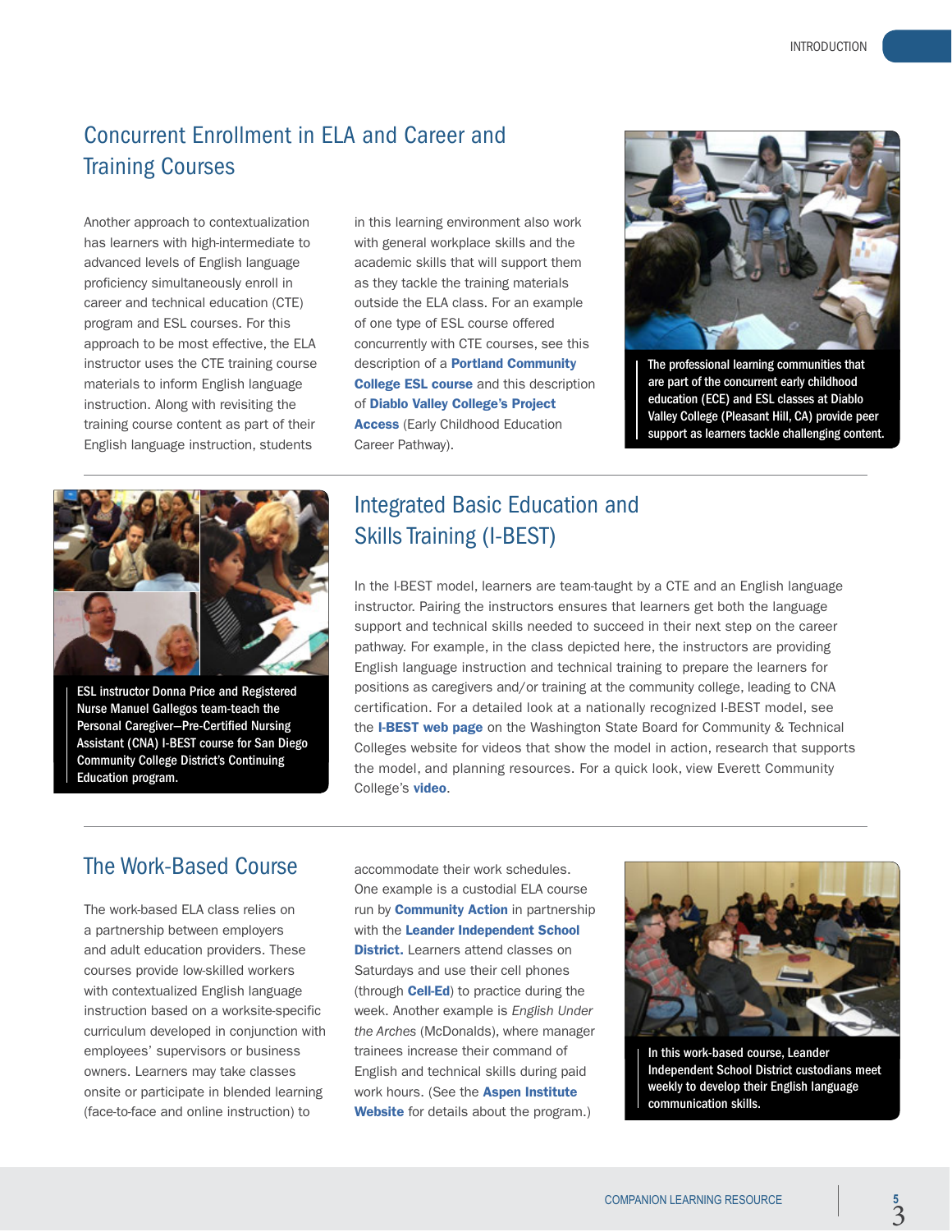## Concurrent Enrollment in ELA and Career and Training Courses

Another approach to contextualization has learners with high-intermediate to advanced levels of English language proficiency simultaneously enroll in career and technical education (CTE) program and ESL courses. For this approach to be most effective, the ELA instructor uses the CTE training course materials to inform English language instruction. Along with revisiting the training course content as part of their English language instruction, students in this learning environment also work with general workplace skills and the academic skills that will support them as they tackle the training materials outside the ELA class. For an example of one type of ESL course offered concurrently with CTE courses, see this description of a **Portland Community College ESL course** and this description of **Diablo Valley College's Project Access** (Early Childhood Education Career Pathway).

The professional learning communities that are part of the concurrent early childhood education (ECE) and ESL classes at Diablo Valley College (Pleasant Hill, CA) provide peer support as learners tackle challenging content.

## Integrated Basic Education and Skills Training (I-BEST)

ESL instructor Donna Price and Registered Nurse Manuel Gallegos team-teach the Personal Caregiver—Pre-Certified Nursing Assistant (CNA) I-BEST course for San Diego Community College District's Continuing Education program.

In the I-BEST model, learners are team-taught by a CTE and an English language instructor. Pairing the instructors ensures that learners get both the language support and technical skills needed to succeed in their next step on the career pathway. For example, in the class depicted here, the instructors are providing English language instruction and technical training to prepare the learners for positions as caregivers and/or training at the community college, leading to CNA certification. For a detailed look at a nationally recognized I-BEST model, see the **I-BEST web page** on the Washington State Board for Community & Technical Colleges website for videos that show the model in action, research that supports the model, and planning resources. For a quick look, view Everett Community College's **video**.

## The Work-Based Course

The work-based ELA class relies on a partnership between employers and adult education providers. These courses provide low-skilled workers with contextualized English language instruction based on a worksite-specific curriculum developed in conjunction with employees' supervisors or business owners. Learners may take classes onsite or participate in blended learning (face-to-face and online instruction) to accommodate their work schedules. One example is a custodial ELA course run by **Community Action** in partnership with the **Leander Independent School District.** Learners attend classes on Saturdays and use their cell phones (through **Cell-Ed**) to practice during the week. Another example is *English Under the Arches* (McDonalds), where manager trainees increase their command of English and technical skills during paid work hours. (See the **Aspen Institute Website** for details about the program.)

In this work-based course, Leander Independent School District custodians meet weekly to develop their English language communication skills.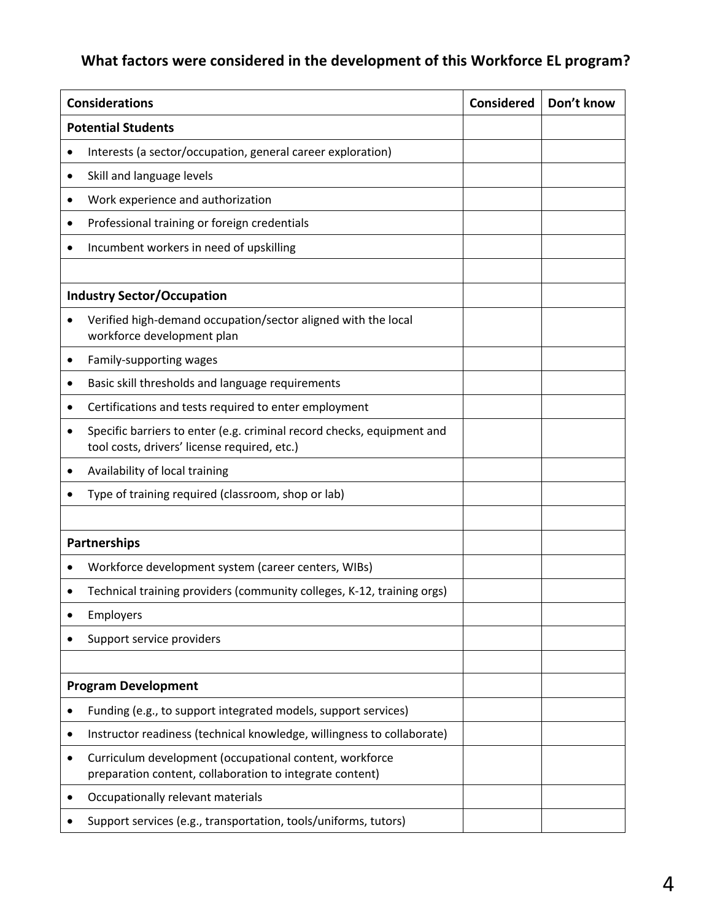## What factors were considered in the development of this Workforce EL program?

| Considerations | Considered | Don't know |
|---|---|---|
| **Potential Students** | | |
| • Interests (a sector/occupation, general career exploration) | | |
| • Skill and language levels | | |
| • Work experience and authorization | | |
| • Professional training or foreign credentials | | |
| • Incumbent workers in need of upskilling | | |
| | | |
| **Industry Sector/Occupation** | | |
| • Verified high-demand occupation/sector aligned with the local workforce development plan | | |
| • Family-supporting wages | | |
| • Basic skill thresholds and language requirements | | |
| • Certifications and tests required to enter employment | | |
| • Specific barriers to enter (e.g. criminal record checks, equipment and tool costs, drivers' license required, etc.) | | |
| • Availability of local training | | |
| • Type of training required (classroom, shop or lab) | | |
| | | |
| **Partnerships** | | |
| • Workforce development system (career centers, WIBs) | | |
| • Technical training providers (community colleges, K-12, training orgs) | | |
| • Employers | | |
| • Support service providers | | |
| | | |
| **Program Development** | | |
| • Funding (e.g., to support integrated models, support services) | | |
| • Instructor readiness (technical knowledge, willingness to collaborate) | | |
| • Curriculum development (occupational content, workforce preparation content, collaboration to integrate content) | | |
| • Occupationally relevant materials | | |
| • Support services (e.g., transportation, tools/uniforms, tutors) | | |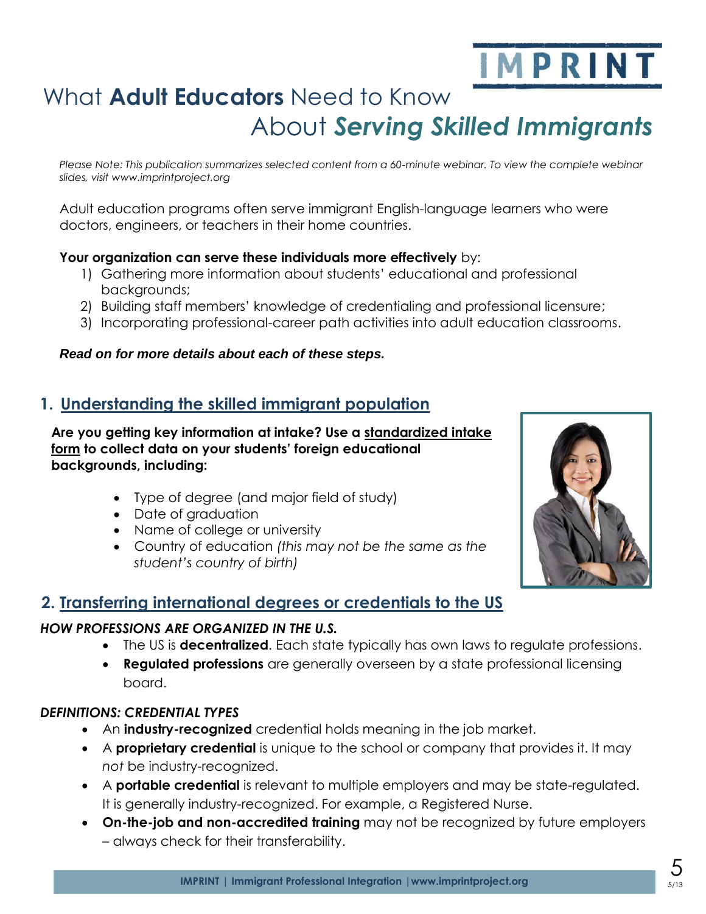# What **Adult Educators** Need to Know About ***Serving Skilled Immigrants***

*Please Note: This publication summarizes selected content from a 60-minute webinar. To view the complete webinar slides, visit www.imprintproject.org*

Adult education programs often serve immigrant English-language learners who were doctors, engineers, or teachers in their home countries.

**Your organization can serve these individuals more effectively** by:

1) Gathering more information about students' educational and professional backgrounds;
2) Building staff members' knowledge of credentialing and professional licensure;
3) Incorporating professional-career path activities into adult education classrooms.

***Read on for more details about each of these steps.***

## 1. Understanding the skilled immigrant population

**Are you getting key information at intake? Use a standardized intake form to collect data on your students' foreign educational backgrounds, including:**

- Type of degree (and major field of study)
- Date of graduation
- Name of college or university
- Country of education *(this may not be the same as the student's country of birth)*

## 2. Transferring international degrees or credentials to the US

### *HOW PROFESSIONS ARE ORGANIZED IN THE U.S.*

- The US is **decentralized**. Each state typically has own laws to regulate professions.
- **Regulated professions** are generally overseen by a state professional licensing board.

### *DEFINITIONS: CREDENTIAL TYPES*

- An **industry-recognized** credential holds meaning in the job market.
- A **proprietary credential** is unique to the school or company that provides it. It may *not* be industry-recognized.
- A **portable credential** is relevant to multiple employers and may be state-regulated. It is generally industry-recognized. For example, a Registered Nurse.
- **On-the-job and non-accredited training** may not be recognized by future employers – always check for their transferability.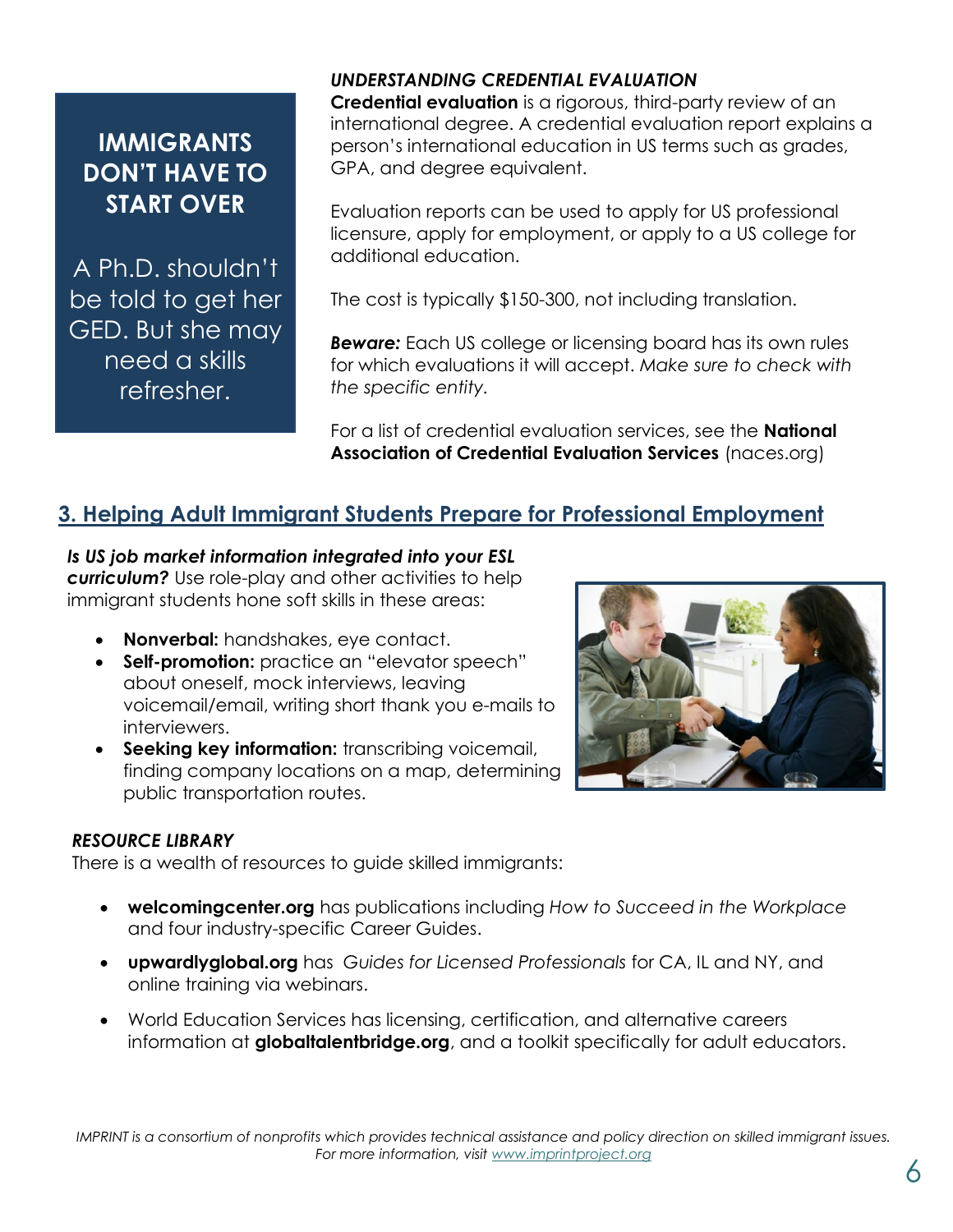**IMMIGRANTS DON'T HAVE TO START OVER**

A Ph.D. shouldn't be told to get her GED. But she may need a skills refresher.

***UNDERSTANDING CREDENTIAL EVALUATION***

**Credential evaluation** is a rigorous, third-party review of an international degree. A credential evaluation report explains a person's international education in US terms such as grades, GPA, and degree equivalent.

Evaluation reports can be used to apply for US professional licensure, apply for employment, or apply to a US college for additional education.

The cost is typically $150-300, not including translation.

***Beware:*** Each US college or licensing board has its own rules for which evaluations it will accept. *Make sure to check with the specific entity.*

For a list of credential evaluation services, see the **National Association of Credential Evaluation Services** (naces.org)

## 3. Helping Adult Immigrant Students Prepare for Professional Employment

***Is US job market information integrated into your ESL curriculum?*** Use role-play and other activities to help immigrant students hone soft skills in these areas:

- **Nonverbal:** handshakes, eye contact.
- **Self-promotion:** practice an "elevator speech" about oneself, mock interviews, leaving voicemail/email, writing short thank you e-mails to interviewers.
- **Seeking key information:** transcribing voicemail, finding company locations on a map, determining public transportation routes.

***RESOURCE LIBRARY***

There is a wealth of resources to guide skilled immigrants:

- **welcomingcenter.org** has publications including *How to Succeed in the Workplace* and four industry-specific Career Guides.
- **upwardlyglobal.org** has *Guides for Licensed Professionals* for CA, IL and NY, and online training via webinars.
- World Education Services has licensing, certification, and alternative careers information at **globaltalentbridge.org**, and a toolkit specifically for adult educators.

*IMPRINT is a consortium of nonprofits which provides technical assistance and policy direction on skilled immigrant issues. For more information, visit www.imprintproject.org*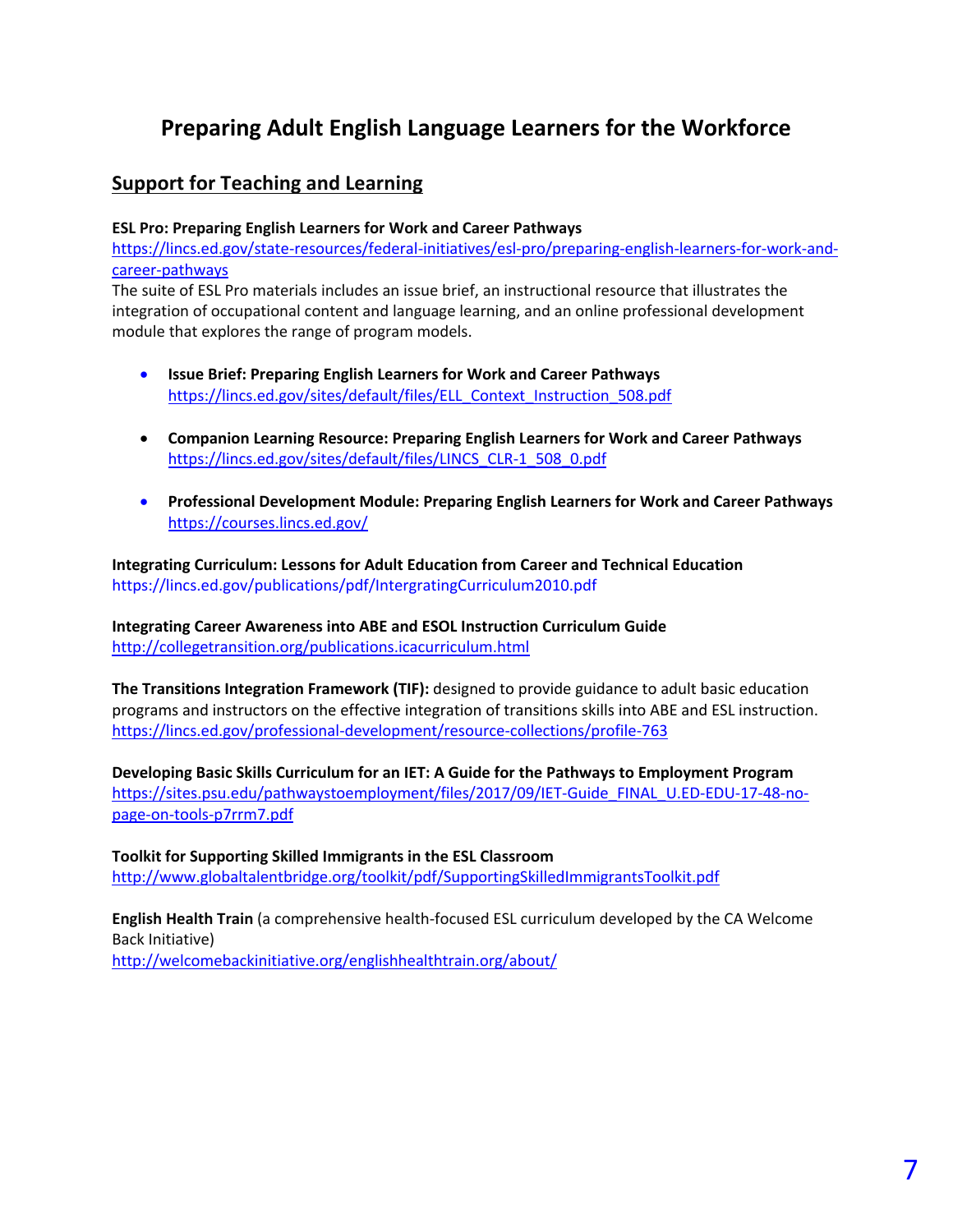# Preparing Adult English Language Learners for the Workforce

## Support for Teaching and Learning

**ESL Pro: Preparing English Learners for Work and Career Pathways**
https://lincs.ed.gov/state-resources/federal-initiatives/esl-pro/preparing-english-learners-for-work-and-career-pathways
The suite of ESL Pro materials includes an issue brief, an instructional resource that illustrates the integration of occupational content and language learning, and an online professional development module that explores the range of program models.

- **Issue Brief: Preparing English Learners for Work and Career Pathways**
  https://lincs.ed.gov/sites/default/files/ELL_Context_Instruction_508.pdf

- **Companion Learning Resource: Preparing English Learners for Work and Career Pathways**
  https://lincs.ed.gov/sites/default/files/LINCS_CLR-1_508_0.pdf

- **Professional Development Module: Preparing English Learners for Work and Career Pathways**
  https://courses.lincs.ed.gov/

**Integrating Curriculum: Lessons for Adult Education from Career and Technical Education**
https://lincs.ed.gov/publications/pdf/IntergratingCurriculum2010.pdf

**Integrating Career Awareness into ABE and ESOL Instruction Curriculum Guide**
http://collegetransition.org/publications.icacurriculum.html

**The Transitions Integration Framework (TIF):** designed to provide guidance to adult basic education programs and instructors on the effective integration of transitions skills into ABE and ESL instruction.
https://lincs.ed.gov/professional-development/resource-collections/profile-763

**Developing Basic Skills Curriculum for an IET: A Guide for the Pathways to Employment Program**
https://sites.psu.edu/pathwaystoemployment/files/2017/09/IET-Guide_FINAL_U.ED-EDU-17-48-no-page-on-tools-p7rrm7.pdf

**Toolkit for Supporting Skilled Immigrants in the ESL Classroom**
http://www.globaltalentbridge.org/toolkit/pdf/SupportingSkilledImmigrantsToolkit.pdf

**English Health Train** (a comprehensive health-focused ESL curriculum developed by the CA Welcome Back Initiative)
http://welcomebackinitiative.org/englishhealthtrain.org/about/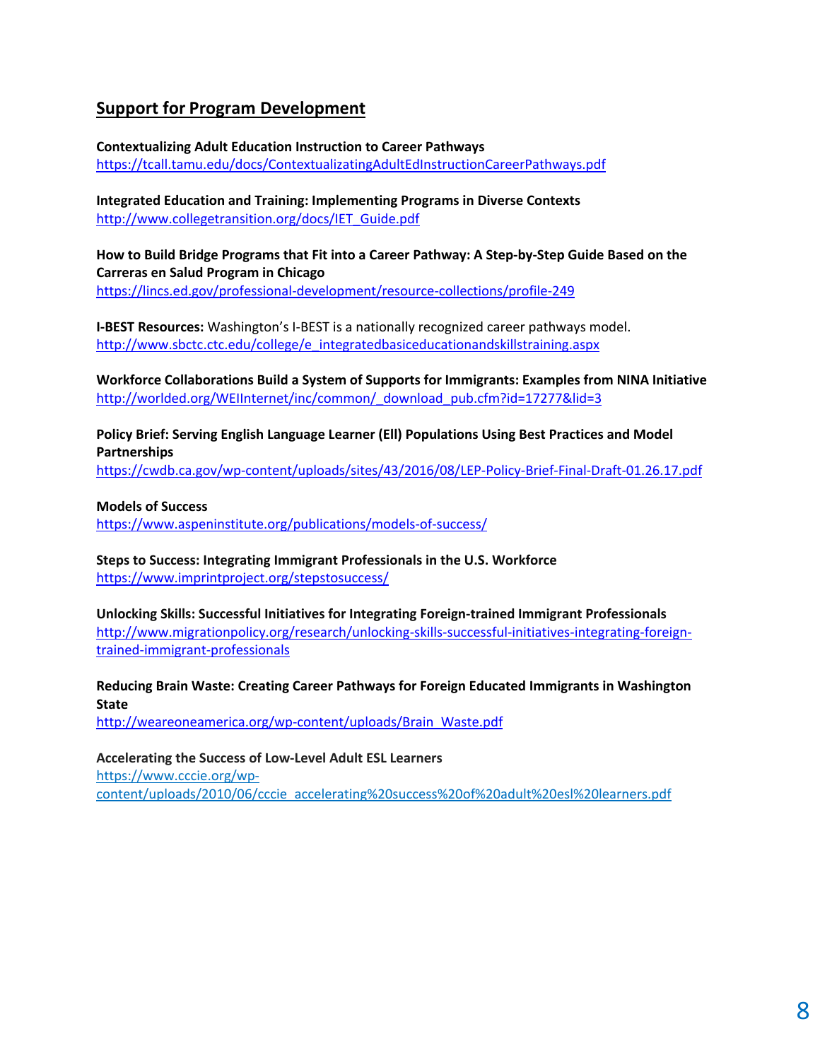## Support for Program Development

**Contextualizing Adult Education Instruction to Career Pathways**
https://tcall.tamu.edu/docs/ContextualizatingAdultEdInstructionCareerPathways.pdf

**Integrated Education and Training: Implementing Programs in Diverse Contexts**
http://www.collegetransition.org/docs/IET_Guide.pdf

**How to Build Bridge Programs that Fit into a Career Pathway: A Step-by-Step Guide Based on the Carreras en Salud Program in Chicago**
https://lincs.ed.gov/professional-development/resource-collections/profile-249

**I-BEST Resources:** Washington's I-BEST is a nationally recognized career pathways model.
http://www.sbctc.ctc.edu/college/e_integratedbasiceducationandskillstraining.aspx

**Workforce Collaborations Build a System of Supports for Immigrants: Examples from NINA Initiative**
http://worlded.org/WEIInternet/inc/common/_download_pub.cfm?id=17277&lid=3

**Policy Brief: Serving English Language Learner (Ell) Populations Using Best Practices and Model Partnerships**
https://cwdb.ca.gov/wp-content/uploads/sites/43/2016/08/LEP-Policy-Brief-Final-Draft-01.26.17.pdf

**Models of Success**
https://www.aspeninstitute.org/publications/models-of-success/

**Steps to Success: Integrating Immigrant Professionals in the U.S. Workforce**
https://www.imprintproject.org/stepstosuccess/

**Unlocking Skills: Successful Initiatives for Integrating Foreign-trained Immigrant Professionals**
http://www.migrationpolicy.org/research/unlocking-skills-successful-initiatives-integrating-foreign-trained-immigrant-professionals

**Reducing Brain Waste: Creating Career Pathways for Foreign Educated Immigrants in Washington State**
http://weareoneamerica.org/wp-content/uploads/Brain_Waste.pdf

**Accelerating the Success of Low-Level Adult ESL Learners**
https://www.cccie.org/wp-content/uploads/2010/06/cccie_accelerating%20success%20of%20adult%20esl%20learners.pdf